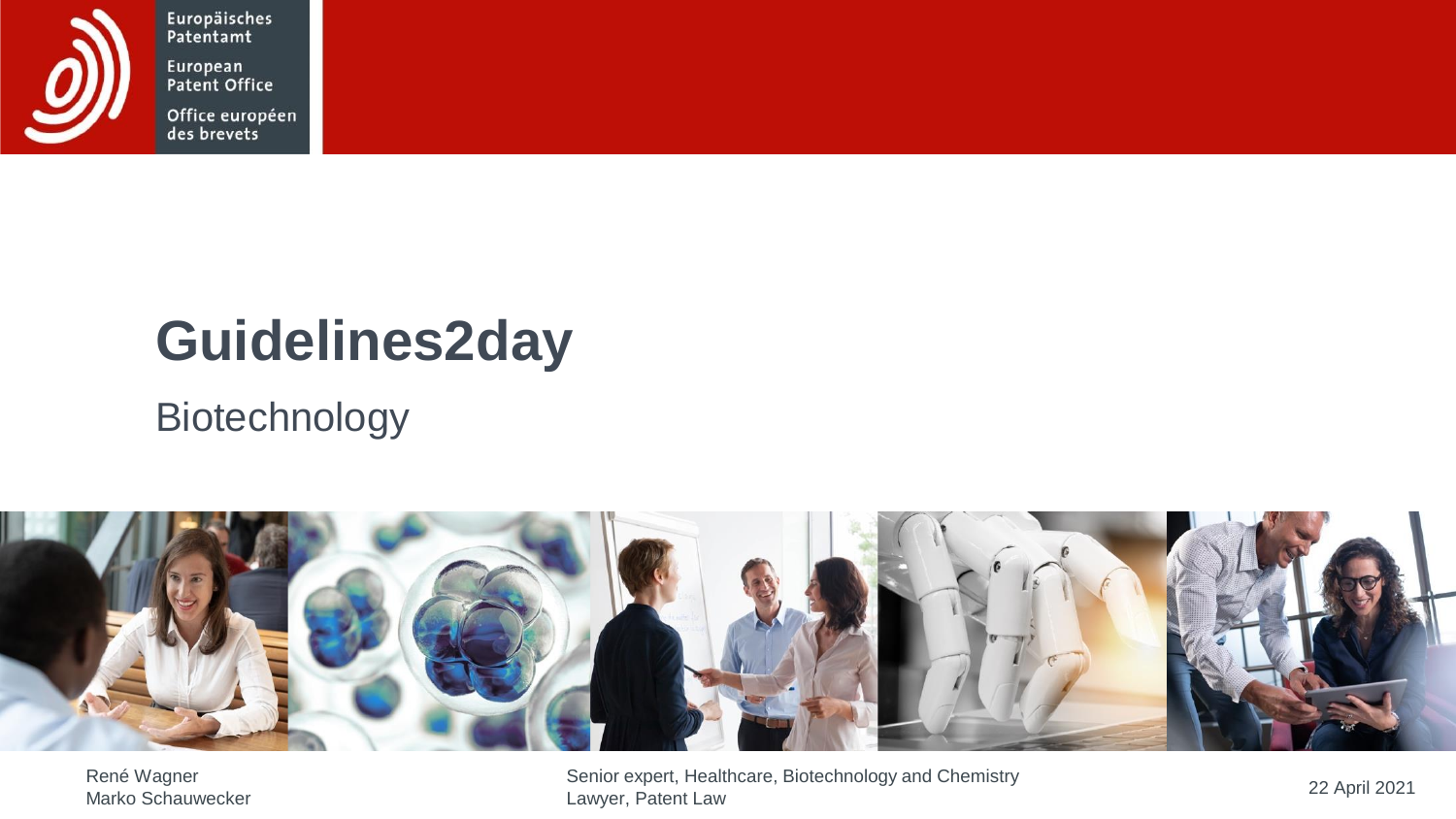Europäisches Patentamt
European Patent Office
Office européen des brevets

# Guidelines2day

## Biotechnology

René Wagner — Senior expert, Healthcare, Biotechnology and Chemistry
Marko Schauwecker — Lawyer, Patent Law

22 April 2021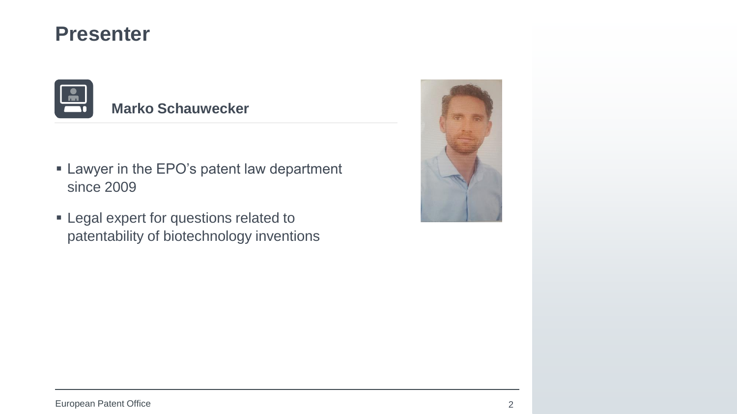# Presenter

**Marko Schauwecker**

- Lawyer in the EPO's patent law department since 2009
- Legal expert for questions related to patentability of biotechnology inventions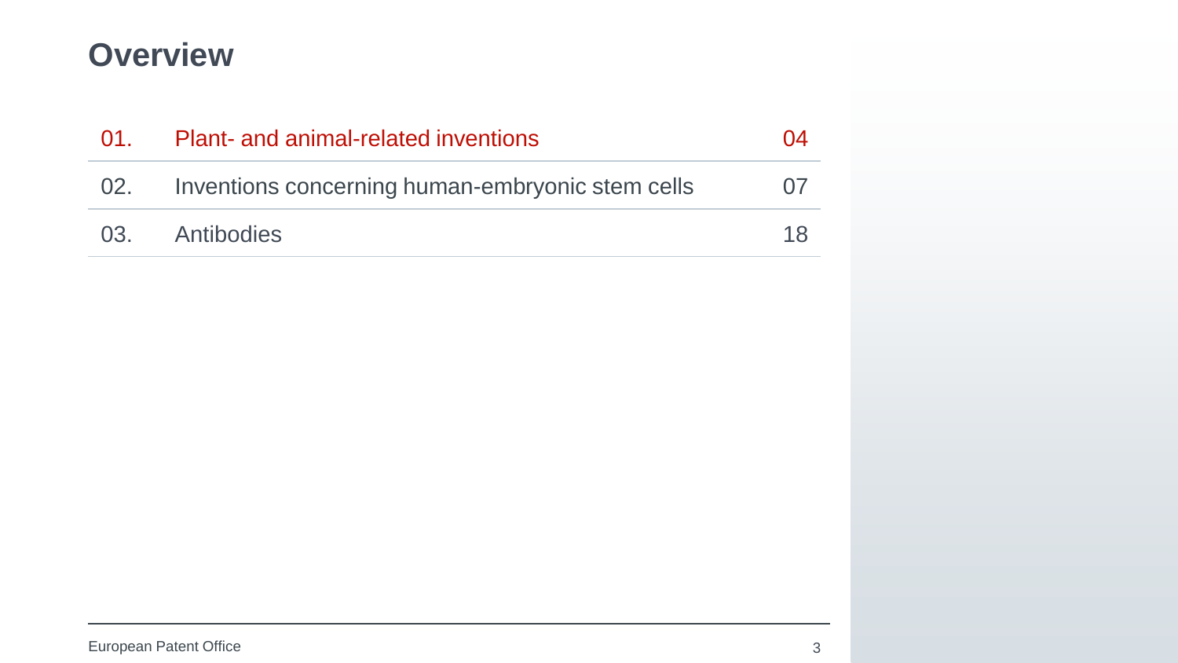# Overview

| | | |
|---|---|---|
| 01. | Plant- and animal-related inventions | 04 |
| 02. | Inventions concerning human-embryonic stem cells | 07 |
| 03. | Antibodies | 18 |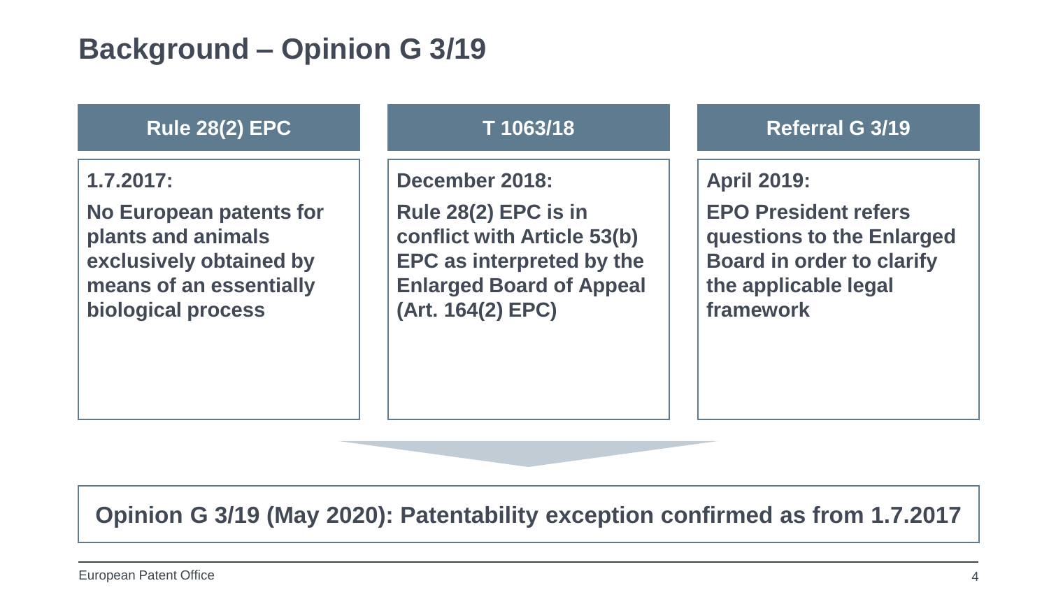# Background – Opinion G 3/19

## Rule 28(2) EPC

**1.7.2017:**

**No European patents for plants and animals exclusively obtained by means of an essentially biological process**

## T 1063/18

**December 2018:**

**Rule 28(2) EPC is in conflict with Article 53(b) EPC as interpreted by the Enlarged Board of Appeal (Art. 164(2) EPC)**

## Referral G 3/19

**April 2019:**

**EPO President refers questions to the Enlarged Board in order to clarify the applicable legal framework**

**Opinion G 3/19 (May 2020): Patentability exception confirmed as from 1.7.2017**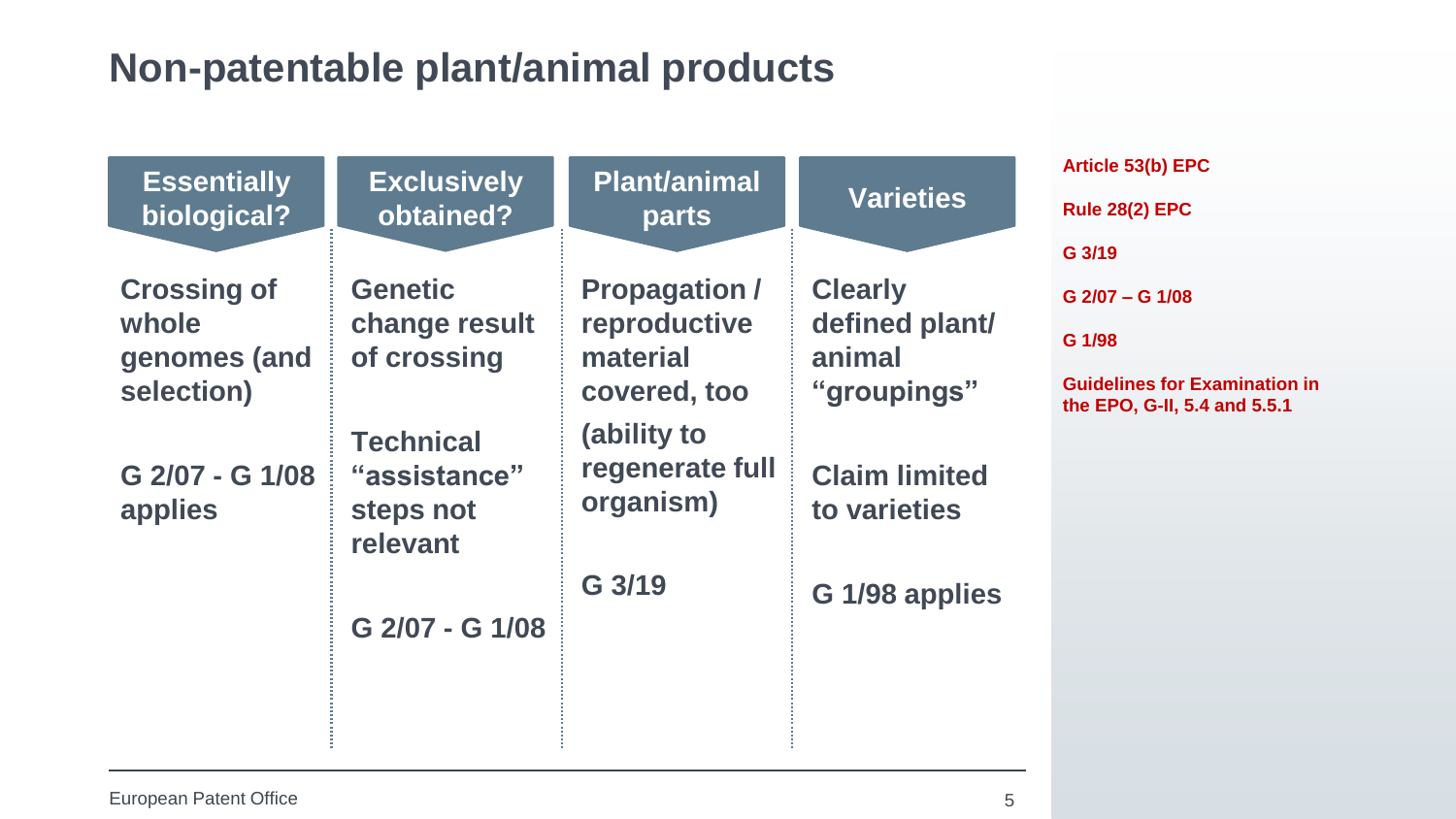# Non-patentable plant/animal products

| Essentially biological? | Exclusively obtained? | Plant/animal parts | Varieties |
| --- | --- | --- | --- |
| Crossing of whole genomes (and selection)<br><br>G 2/07 - G 1/08 applies | Genetic change result of crossing<br><br>Technical "assistance" steps not relevant<br><br>G 2/07 - G 1/08 | Propagation / reproductive material covered, too (ability to regenerate full organism)<br><br>G 3/19 | Clearly defined plant/ animal "groupings"<br><br>Claim limited to varieties<br><br>G 1/98 applies |

Article 53(b) EPC

Rule 28(2) EPC

G 3/19

G 2/07 – G 1/08

G 1/98

Guidelines for Examination in the EPO, G-II, 5.4 and 5.5.1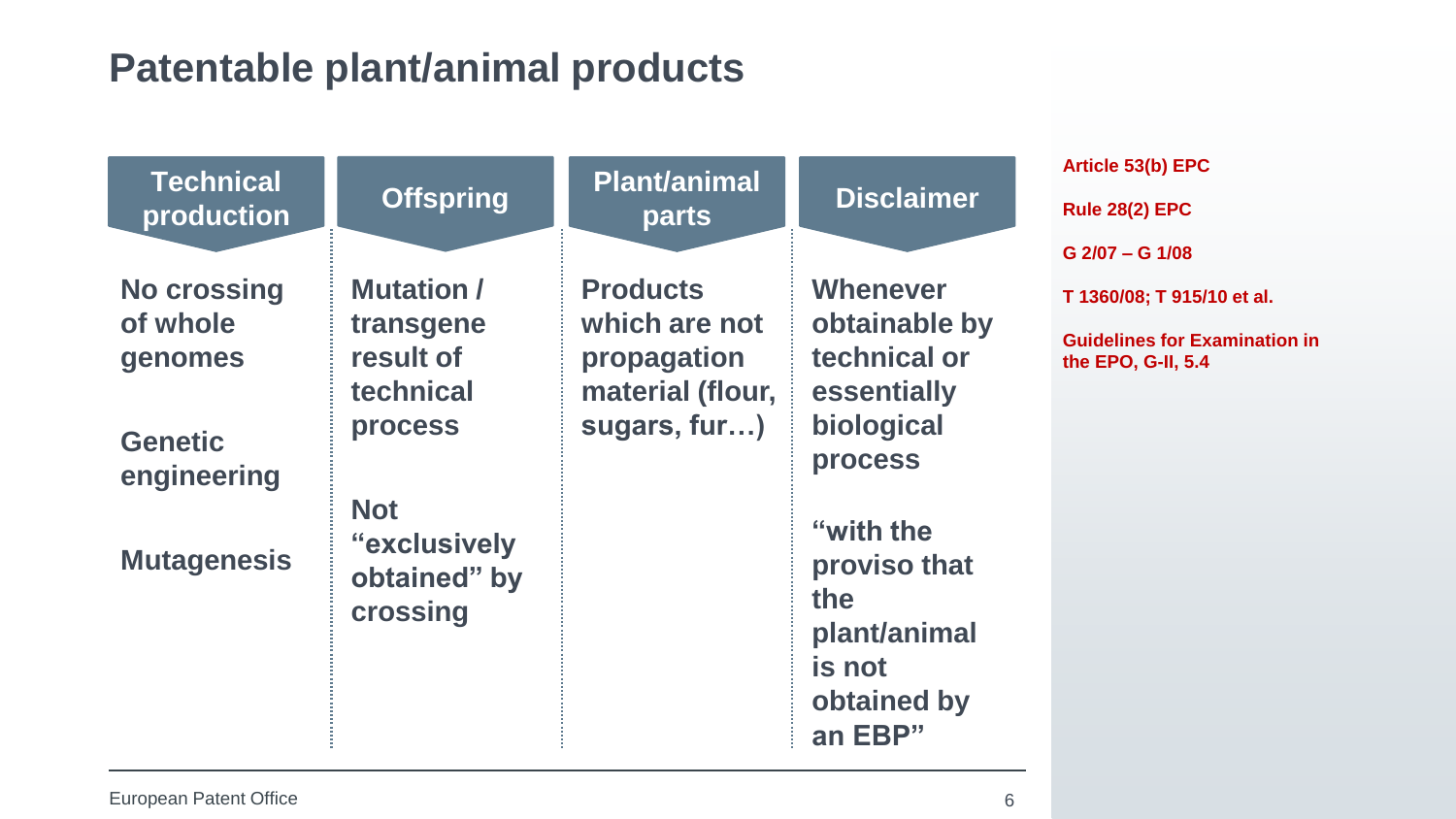# Patentable plant/animal products

| Technical production | Offspring | Plant/animal parts | Disclaimer |
|---|---|---|---|
| No crossing of whole genomes<br><br>Genetic engineering<br><br>Mutagenesis | Mutation / transgene result of technical process<br><br>Not "exclusively obtained" by crossing | Products which are not propagation material (flour, sugars, fur…) | Whenever obtainable by technical or essentially biological process<br><br>"with the proviso that the plant/animal is not obtained by an EBP" |

Article 53(b) EPC

Rule 28(2) EPC

G 2/07 – G 1/08

T 1360/08; T 915/10 et al.

Guidelines for Examination in the EPO, G-II, 5.4

European Patent Office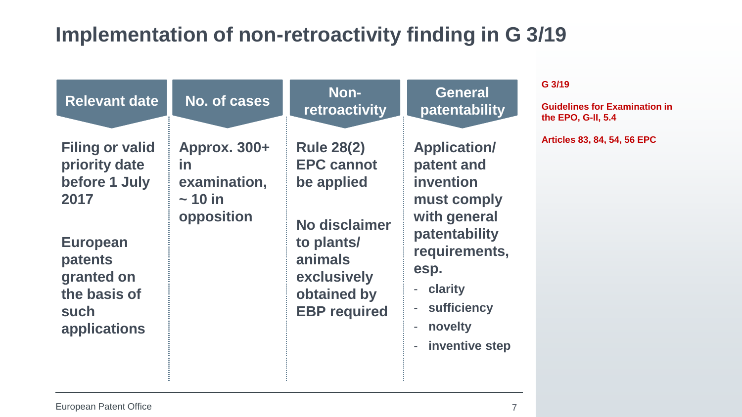# Implementation of non-retroactivity finding in G 3/19

| Relevant date | No. of cases | Non-retroactivity | General patentability |
| --- | --- | --- | --- |
| Filing or valid priority date before 1 July 2017<br><br>European patents granted on the basis of such applications | Approx. 300+ in examination, ~ 10 in opposition | Rule 28(2) EPC cannot be applied<br><br>No disclaimer to plants/ animals exclusively obtained by EBP required | Application/ patent and invention must comply with general patentability requirements, esp.<br>- clarity<br>- sufficiency<br>- novelty<br>- inventive step |

G 3/19

Guidelines for Examination in the EPO, G-II, 5.4

Articles 83, 84, 54, 56 EPC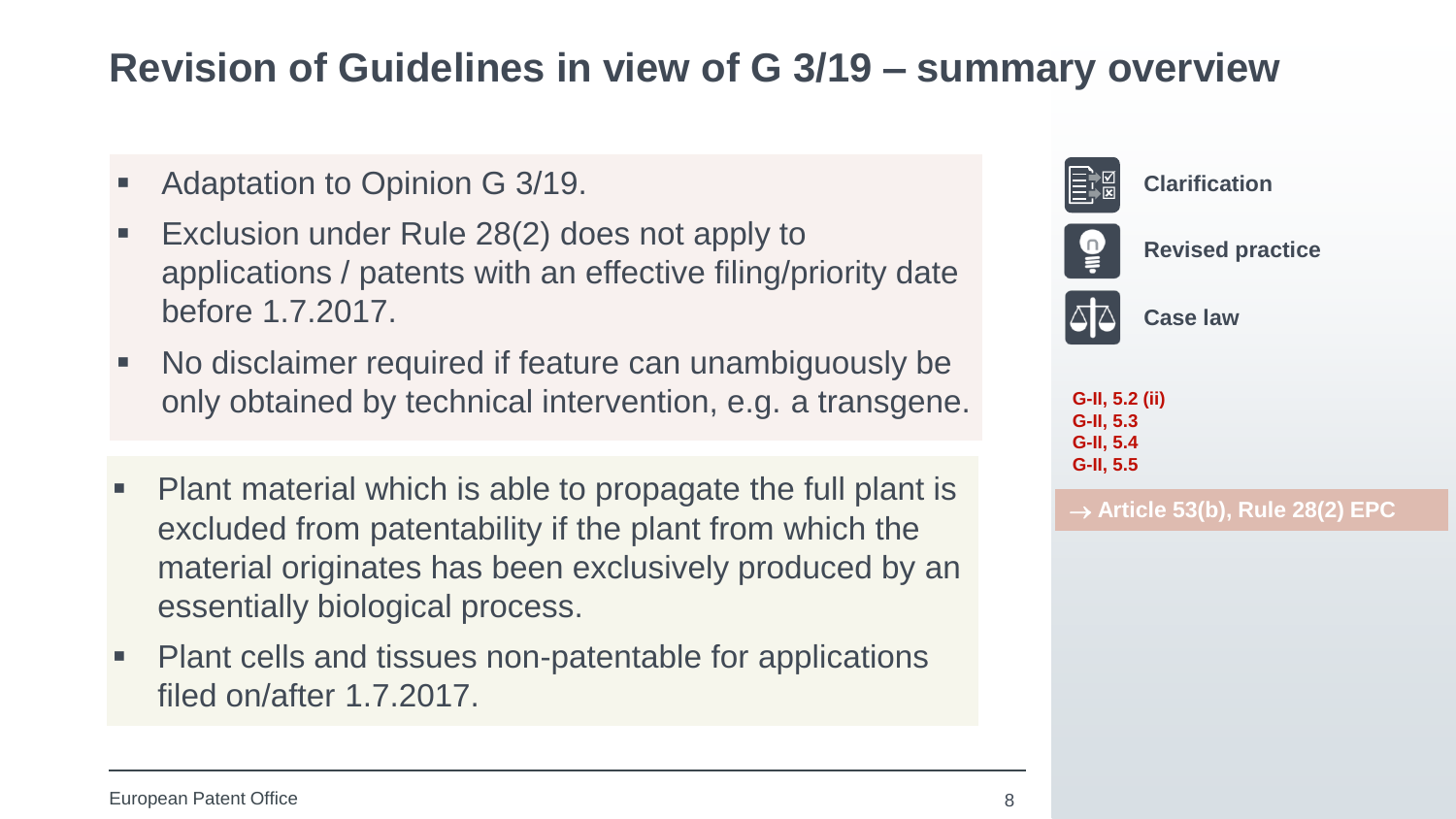# Revision of Guidelines in view of G 3/19 – summary overview

- Adaptation to Opinion G 3/19.
- Exclusion under Rule 28(2) does not apply to applications / patents with an effective filing/priority date before 1.7.2017.
- No disclaimer required if feature can unambiguously be only obtained by technical intervention, e.g. a transgene.

- Plant material which is able to propagate the full plant is excluded from patentability if the plant from which the material originates has been exclusively produced by an essentially biological process.
- Plant cells and tissues non-patentable for applications filed on/after 1.7.2017.

**Clarification**

**Revised practice**

**Case law**

**G-II, 5.2 (ii)**
**G-II, 5.3**
**G-II, 5.4**
**G-II, 5.5**

**→ Article 53(b), Rule 28(2) EPC**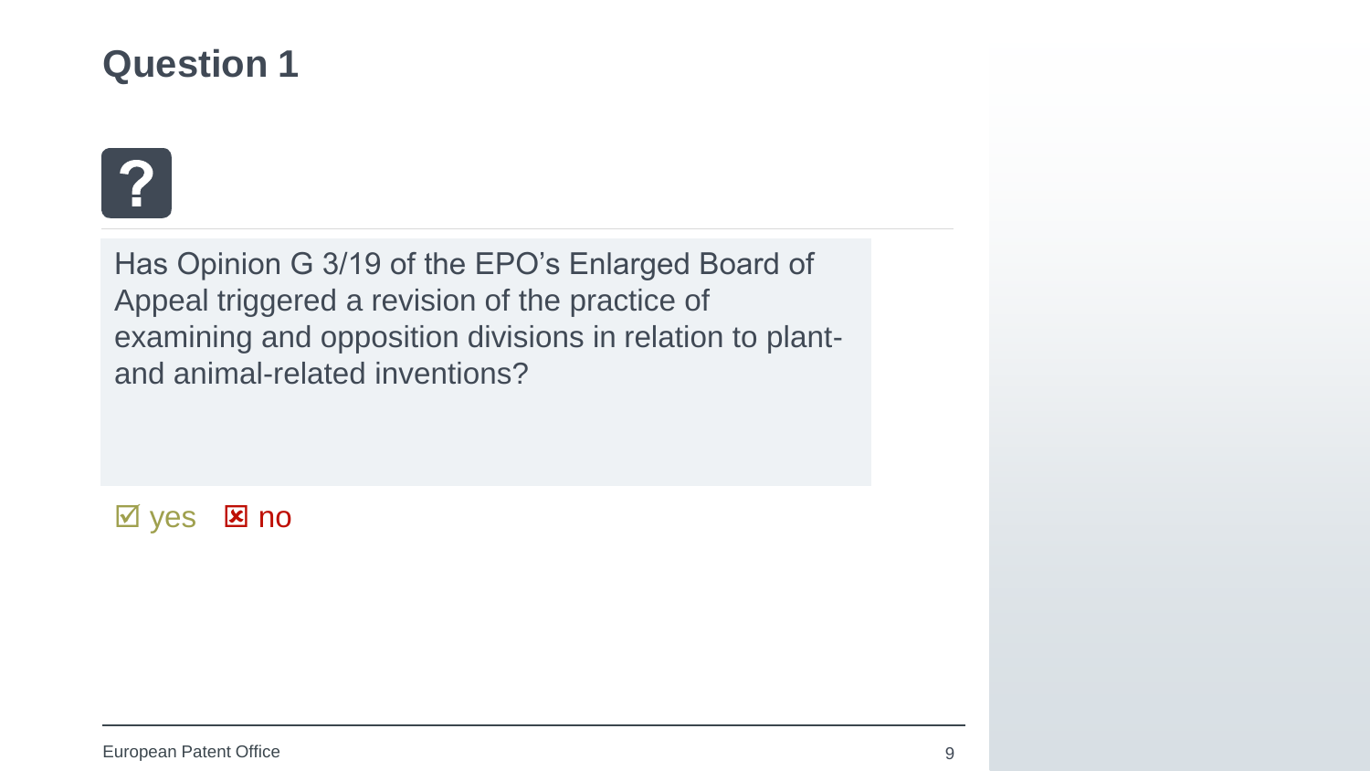# Question 1

?

Has Opinion G 3/19 of the EPO's Enlarged Board of Appeal triggered a revision of the practice of examining and opposition divisions in relation to plant- and animal-related inventions?

☑ yes ☒ no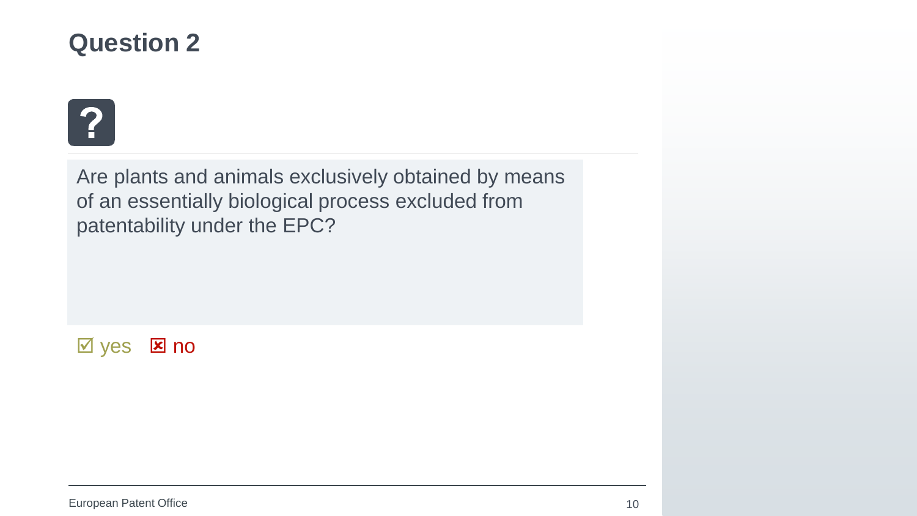## Question 2

Are plants and animals exclusively obtained by means of an essentially biological process excluded from patentability under the EPC?

☑ yes ☒ no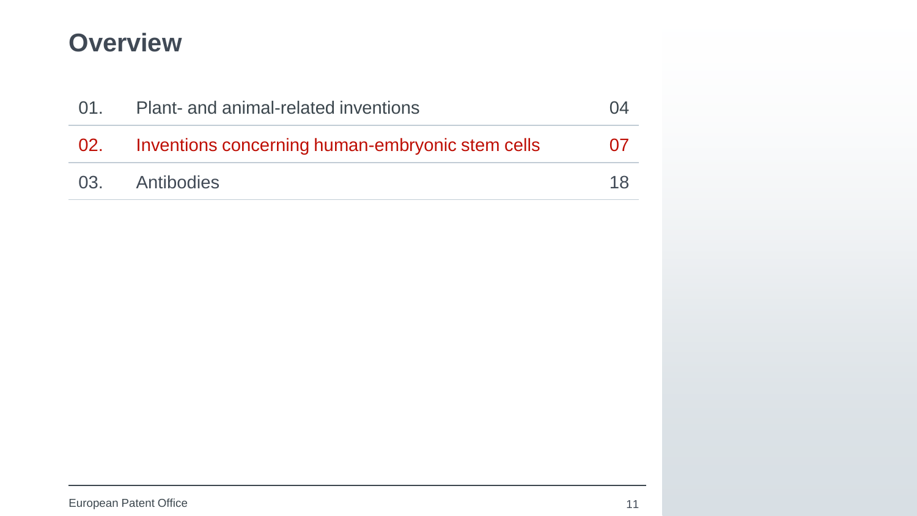# Overview

| | | |
|---|---|---|
| 01. | Plant- and animal-related inventions | 04 |
| 02. | Inventions concerning human-embryonic stem cells | 07 |
| 03. | Antibodies | 18 |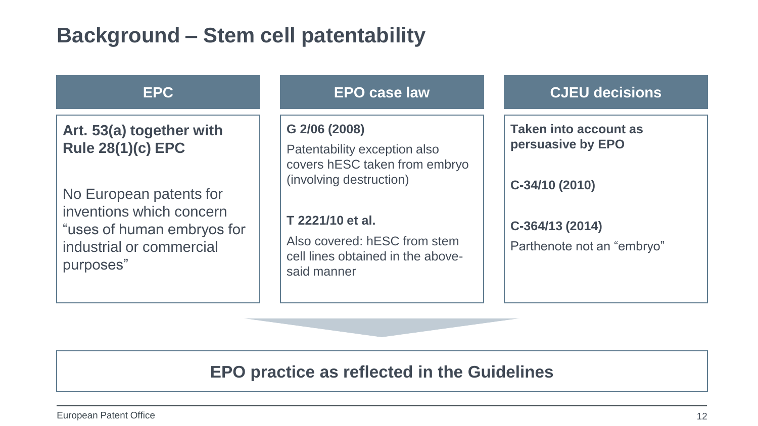# Background – Stem cell patentability

## EPC

**Art. 53(a) together with Rule 28(1)(c) EPC**

No European patents for inventions which concern "uses of human embryos for industrial or commercial purposes"

## EPO case law

**G 2/06 (2008)**

Patentability exception also covers hESC taken from embryo (involving destruction)

**T 2221/10 et al.**

Also covered: hESC from stem cell lines obtained in the above-said manner

## CJEU decisions

**Taken into account as persuasive by EPO**

**C-34/10 (2010)**

**C-364/13 (2014)**

Parthenote not an "embryo"

**EPO practice as reflected in the Guidelines**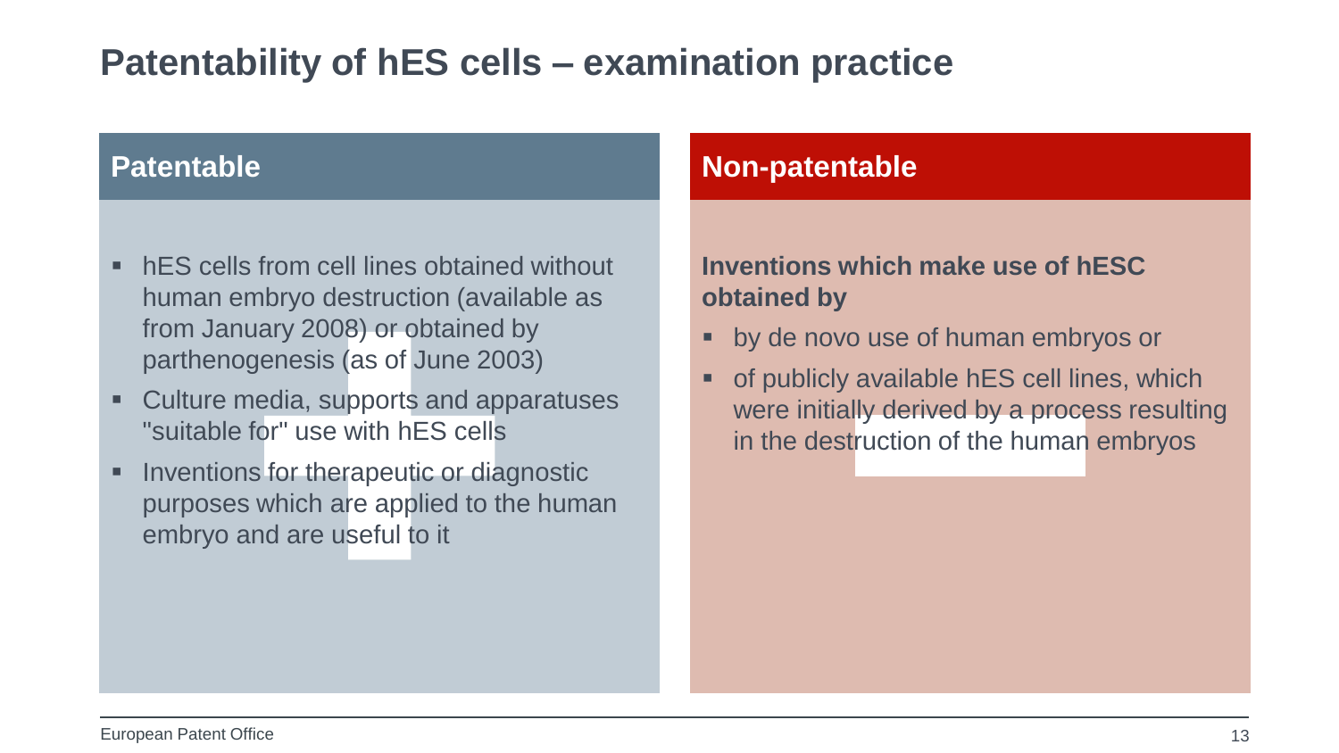# Patentability of hES cells – examination practice

## Patentable

- hES cells from cell lines obtained without human embryo destruction (available as from January 2008) or obtained by parthenogenesis (as of June 2003)
- Culture media, supports and apparatuses "suitable for" use with hES cells
- Inventions for therapeutic or diagnostic purposes which are applied to the human embryo and are useful to it

## Non-patentable

**Inventions which make use of hESC obtained by**

- by de novo use of human embryos or
- of publicly available hES cell lines, which were initially derived by a process resulting in the destruction of the human embryos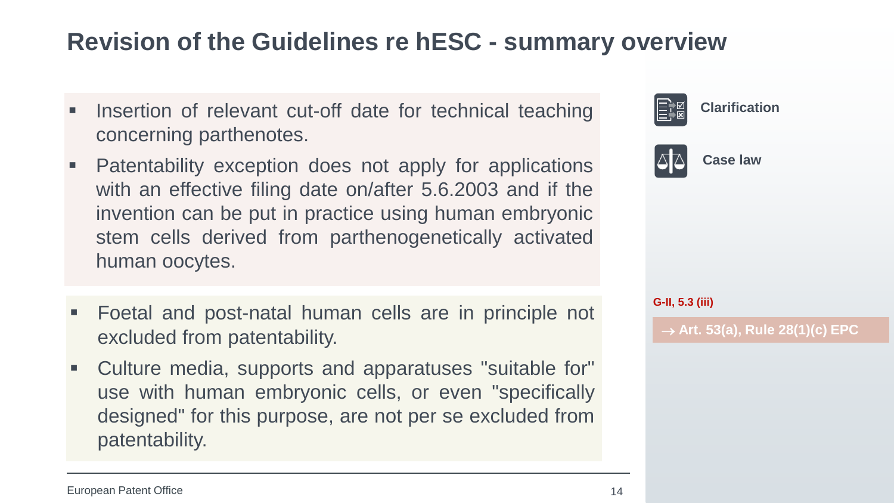# Revision of the Guidelines re hESC - summary overview

- Insertion of relevant cut-off date for technical teaching concerning parthenotes.
- Patentability exception does not apply for applications with an effective filing date on/after 5.6.2003 and if the invention can be put in practice using human embryonic stem cells derived from parthenogenetically activated human oocytes.

- Foetal and post-natal human cells are in principle not excluded from patentability.
- Culture media, supports and apparatuses "suitable for" use with human embryonic cells, or even "specifically designed" for this purpose, are not per se excluded from patentability.

**Clarification**

**Case law**

**G-II, 5.3 (iii)**

**→ Art. 53(a), Rule 28(1)(c) EPC**

European Patent Office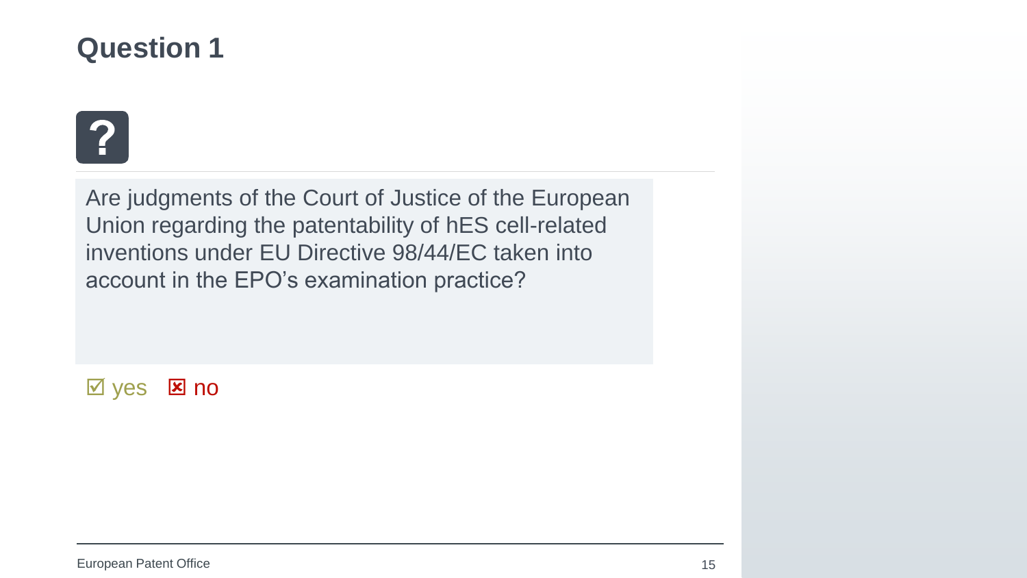# Question 1

?

Are judgments of the Court of Justice of the European Union regarding the patentability of hES cell-related inventions under EU Directive 98/44/EC taken into account in the EPO's examination practice?

☑ yes ☒ no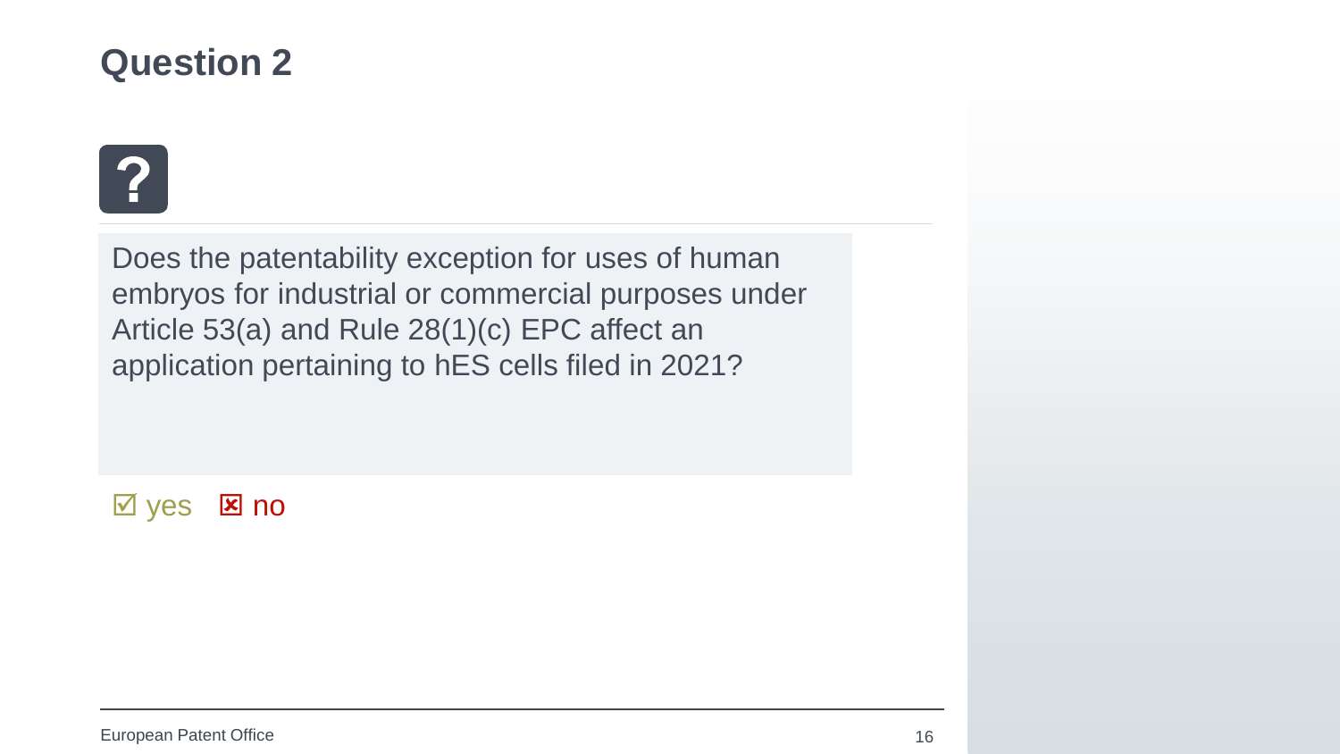# Question 2

Does the patentability exception for uses of human embryos for industrial or commercial purposes under Article 53(a) and Rule 28(1)(c) EPC affect an application pertaining to hES cells filed in 2021?

☑ yes ☒ no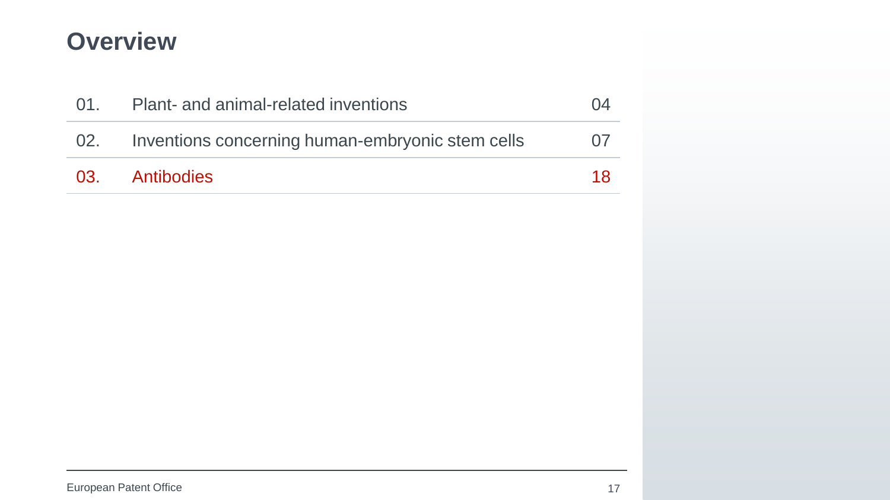# Overview

| | | |
|---|---|---|
| 01. | Plant- and animal-related inventions | 04 |
| 02. | Inventions concerning human-embryonic stem cells | 07 |
| 03. | Antibodies | 18 |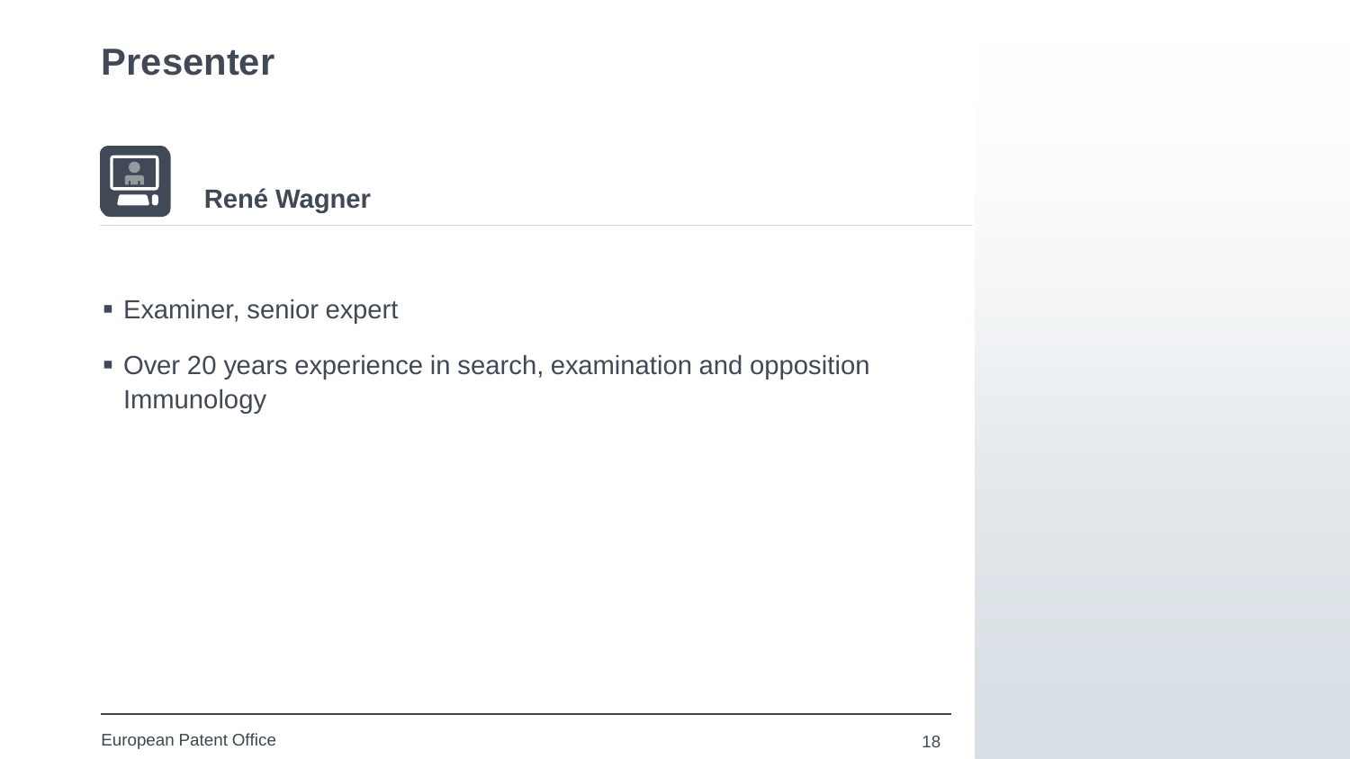# Presenter

**René Wagner**

- Examiner, senior expert
- Over 20 years experience in search, examination and opposition Immunology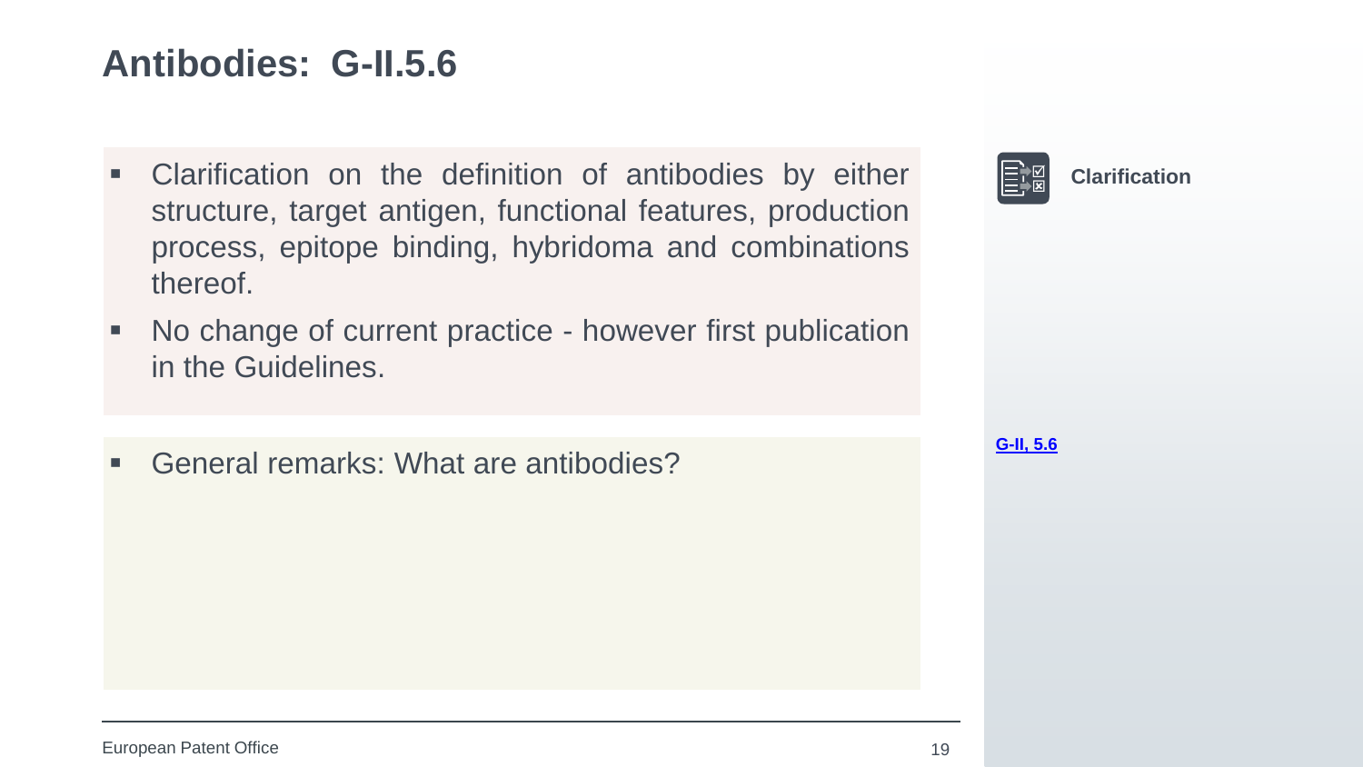# Antibodies: G-II.5.6

- Clarification on the definition of antibodies by either structure, target antigen, functional features, production process, epitope binding, hybridoma and combinations thereof.
- No change of current practice - however first publication in the Guidelines.

- General remarks: What are antibodies?

**Clarification**

G-II, 5.6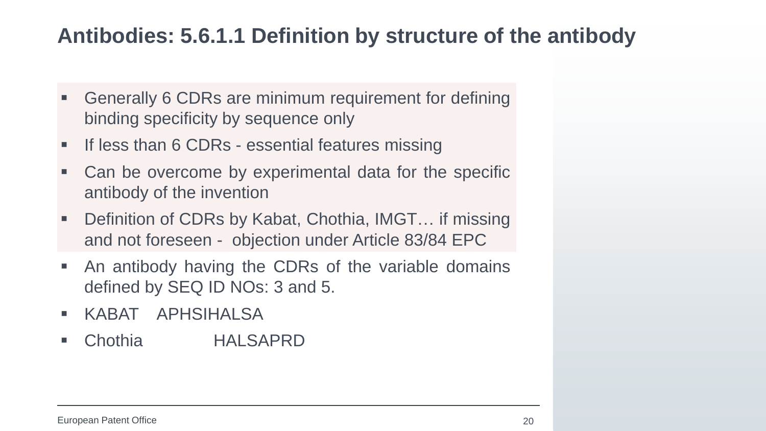# Antibodies: 5.6.1.1 Definition by structure of the antibody

- Generally 6 CDRs are minimum requirement for defining binding specificity by sequence only
- If less than 6 CDRs - essential features missing
- Can be overcome by experimental data for the specific antibody of the invention
- Definition of CDRs by Kabat, Chothia, IMGT… if missing and not foreseen - objection under Article 83/84 EPC
- An antibody having the CDRs of the variable domains defined by SEQ ID NOs: 3 and 5.
- KABAT APHSIHALSA
- Chothia HALSAPRD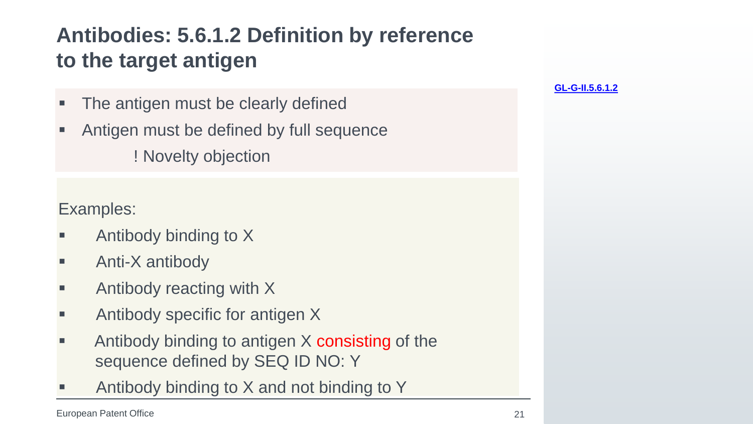# Antibodies: 5.6.1.2 Definition by reference to the target antigen

GL-G-II.5.6.1.2

- The antigen must be clearly defined
- Antigen must be defined by full sequence
  - ! Novelty objection

Examples:

- Antibody binding to X
- Anti-X antibody
- Antibody reacting with X
- Antibody specific for antigen X
- Antibody binding to antigen X consisting of the sequence defined by SEQ ID NO: Y
- Antibody binding to X and not binding to Y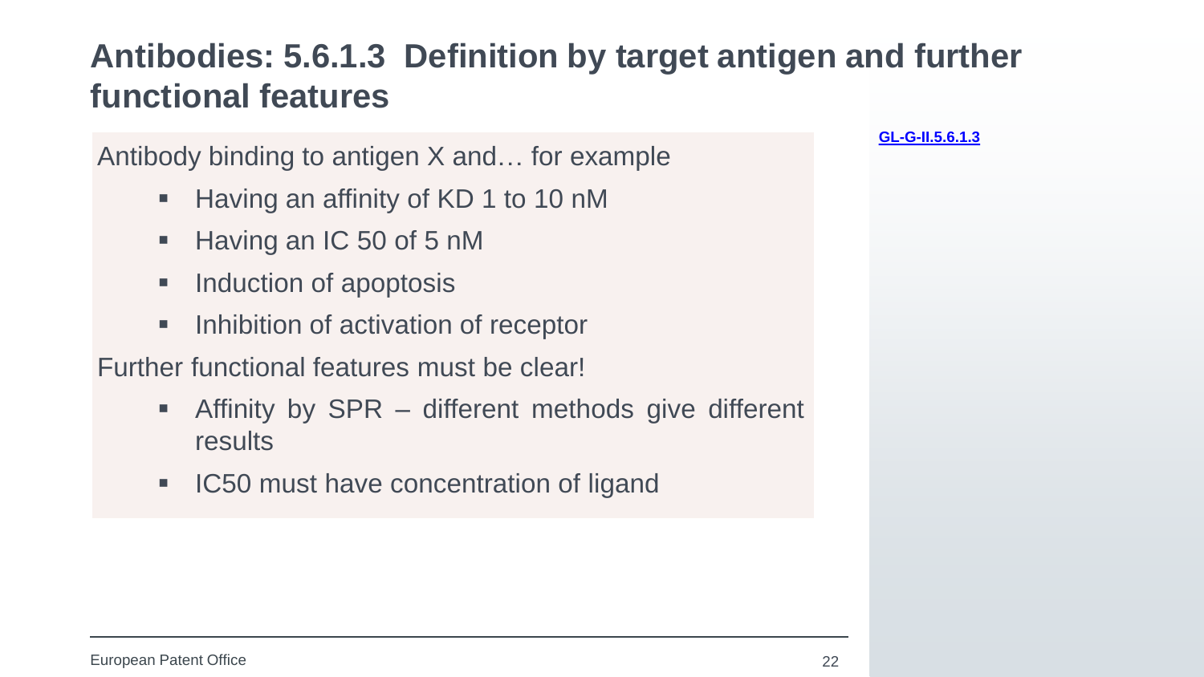# Antibodies: 5.6.1.3 Definition by target antigen and further functional features

GL-G-II.5.6.1.3

Antibody binding to antigen X and… for example

- Having an affinity of KD 1 to 10 nM
- Having an IC 50 of 5 nM
- Induction of apoptosis
- Inhibition of activation of receptor

Further functional features must be clear!

- Affinity by SPR – different methods give different results
- IC50 must have concentration of ligand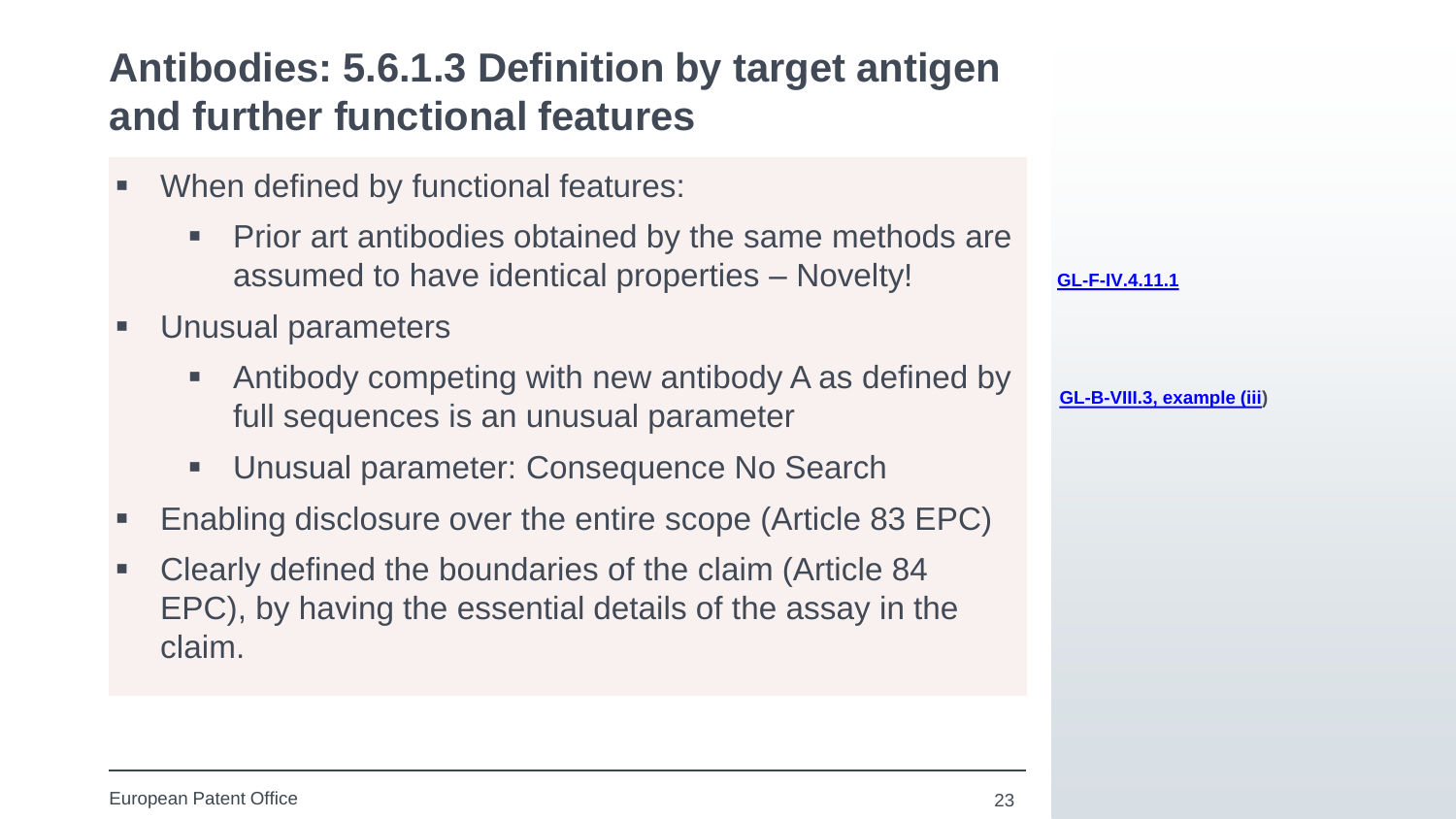# Antibodies: 5.6.1.3 Definition by target antigen and further functional features

- When defined by functional features:
  - Prior art antibodies obtained by the same methods are assumed to have identical properties – Novelty!
- Unusual parameters
  - Antibody competing with new antibody A as defined by full sequences is an unusual parameter
  - Unusual parameter: Consequence No Search
- Enabling disclosure over the entire scope (Article 83 EPC)
- Clearly defined the boundaries of the claim (Article 84 EPC), by having the essential details of the assay in the claim.

GL-F-IV.4.11.1

GL-B-VIII.3, example (iii)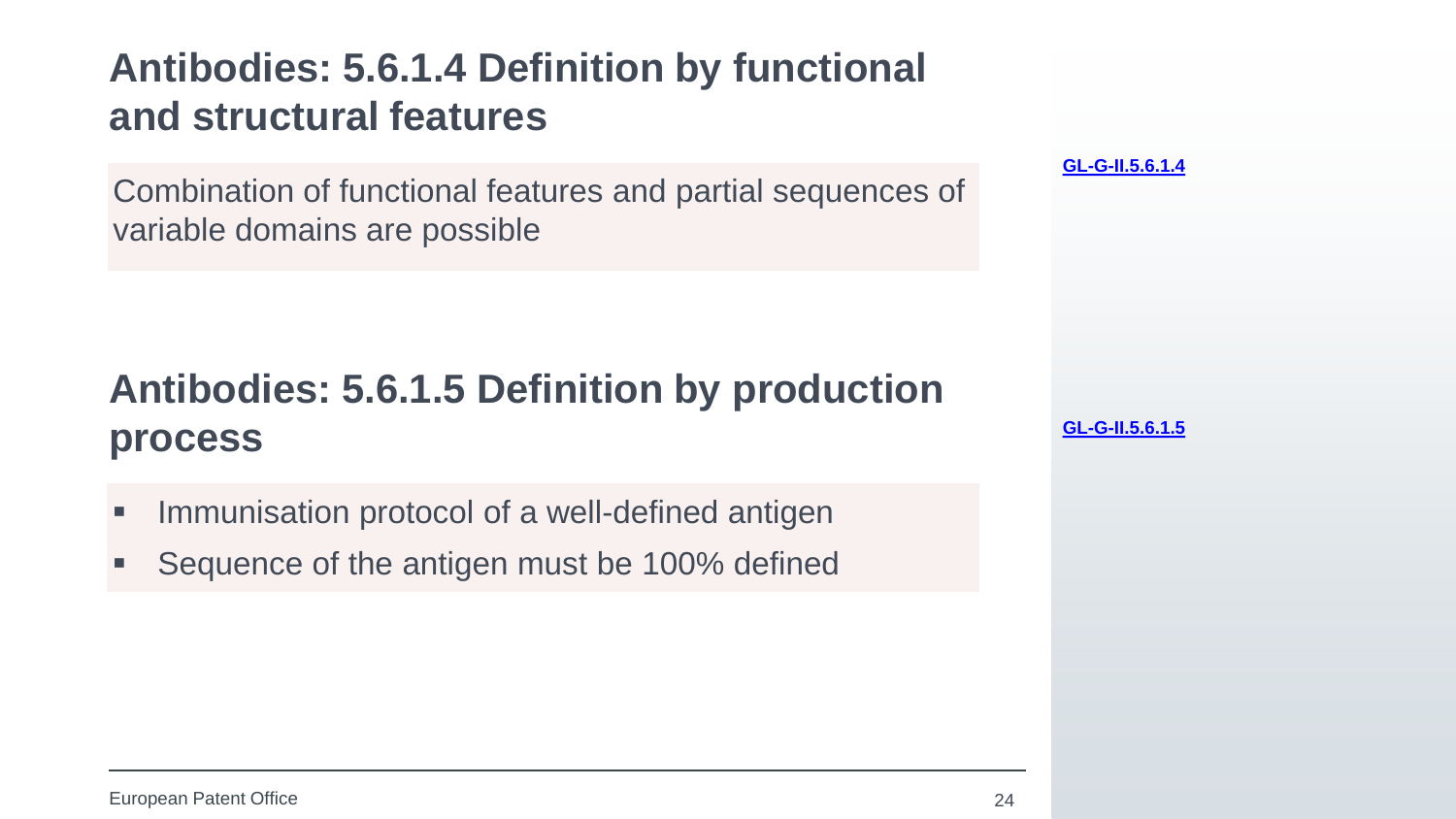## Antibodies: 5.6.1.4 Definition by functional and structural features

GL-G-II.5.6.1.4

Combination of functional features and partial sequences of variable domains are possible

## Antibodies: 5.6.1.5 Definition by production process

GL-G-II.5.6.1.5

- Immunisation protocol of a well-defined antigen
- Sequence of the antigen must be 100% defined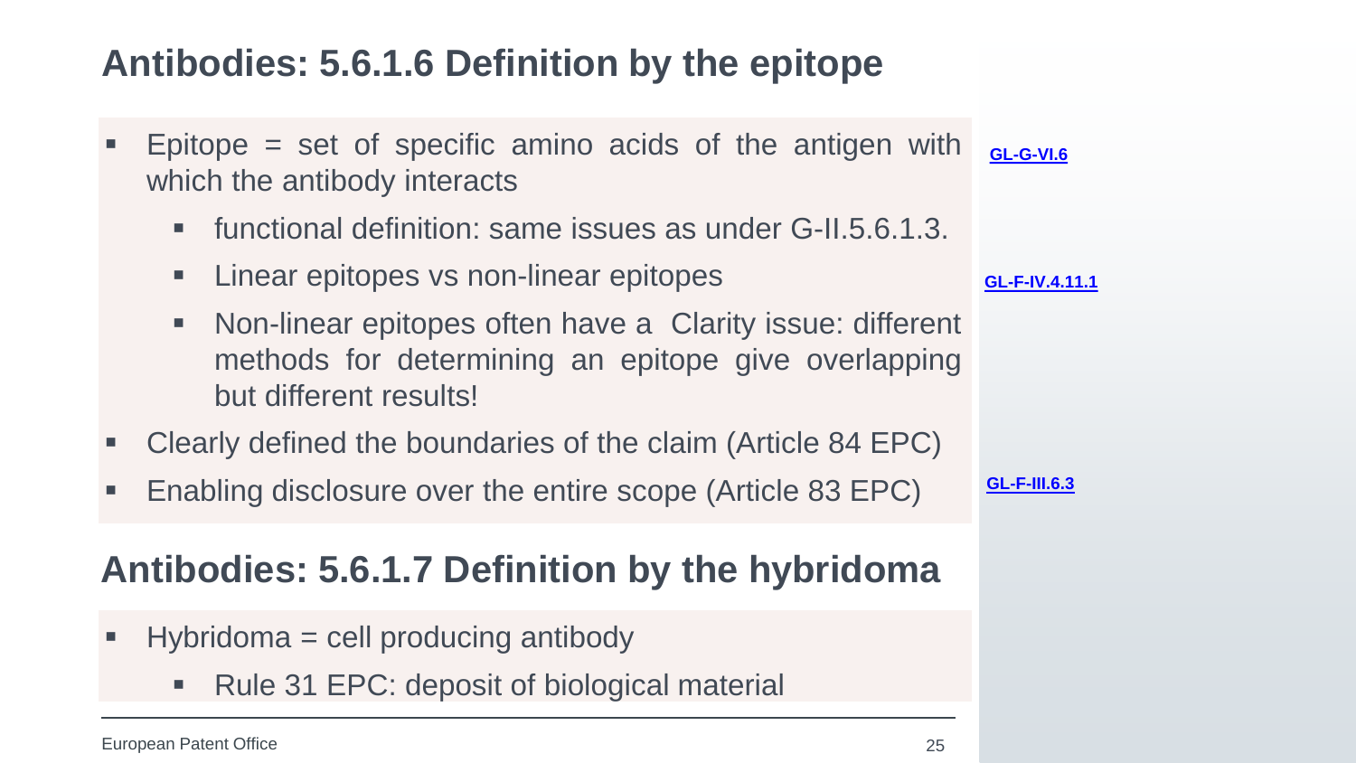## Antibodies: 5.6.1.6 Definition by the epitope

- Epitope = set of specific amino acids of the antigen with which the antibody interacts
  - functional definition: same issues as under G-II.5.6.1.3.
  - Linear epitopes vs non-linear epitopes
  - Non-linear epitopes often have a Clarity issue: different methods for determining an epitope give overlapping but different results!
- Clearly defined the boundaries of the claim (Article 84 EPC)
- Enabling disclosure over the entire scope (Article 83 EPC)

GL-G-VI.6

GL-F-IV.4.11.1

GL-F-III.6.3

## Antibodies: 5.6.1.7 Definition by the hybridoma

- Hybridoma = cell producing antibody
  - Rule 31 EPC: deposit of biological material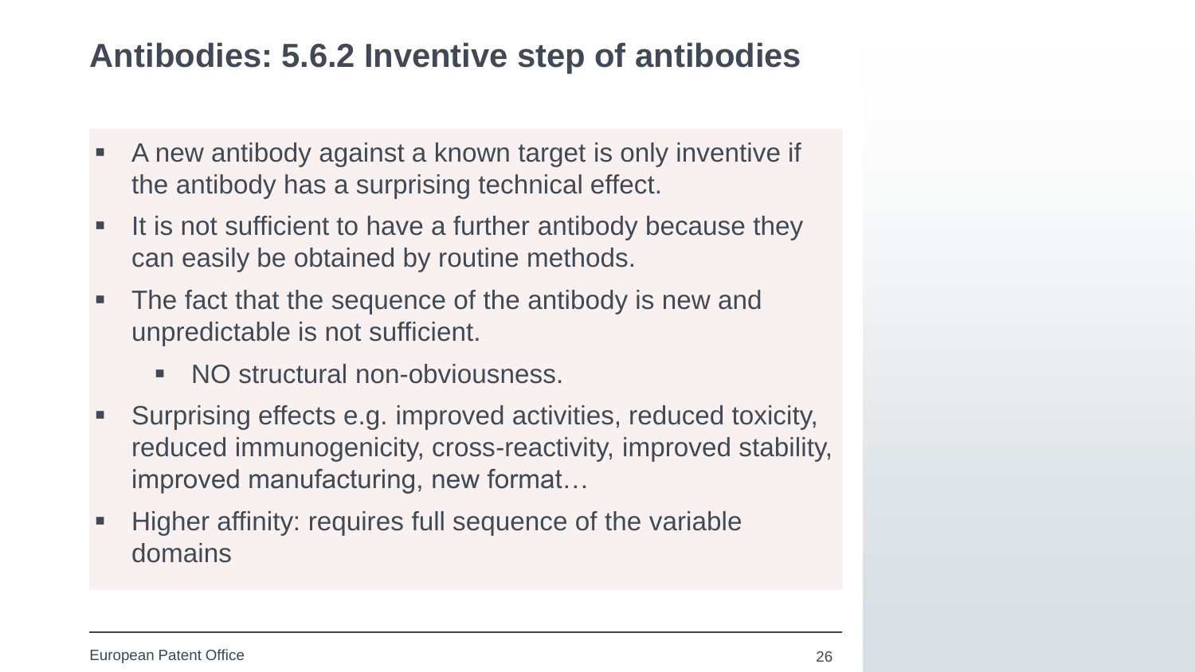# Antibodies: 5.6.2 Inventive step of antibodies

- A new antibody against a known target is only inventive if the antibody has a surprising technical effect.
- It is not sufficient to have a further antibody because they can easily be obtained by routine methods.
- The fact that the sequence of the antibody is new and unpredictable is not sufficient.
  - NO structural non-obviousness.
- Surprising effects e.g. improved activities, reduced toxicity, reduced immunogenicity, cross-reactivity, improved stability, improved manufacturing, new format…
- Higher affinity: requires full sequence of the variable domains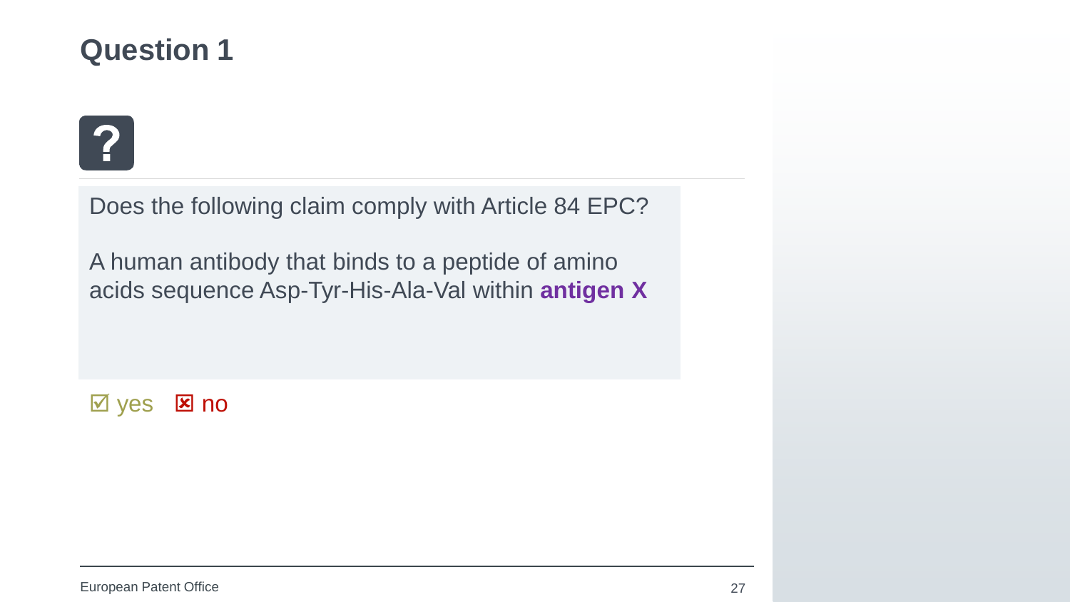# Question 1

?

Does the following claim comply with Article 84 EPC?

A human antibody that binds to a peptide of amino acids sequence Asp-Tyr-His-Ala-Val within **antigen X**

☑ yes ☒ no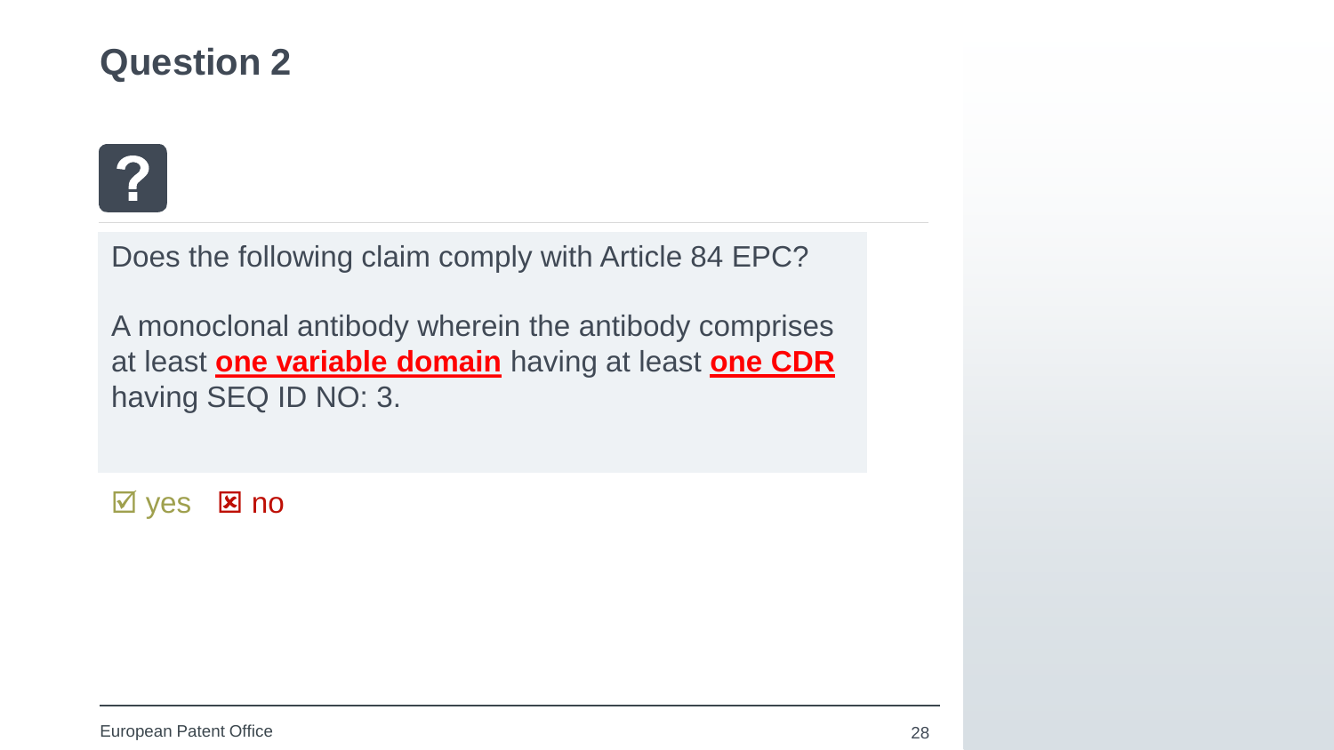# Question 2

Does the following claim comply with Article 84 EPC?

A monoclonal antibody wherein the antibody comprises at least **one variable domain** having at least **one CDR** having SEQ ID NO: 3.

☑ yes ☒ no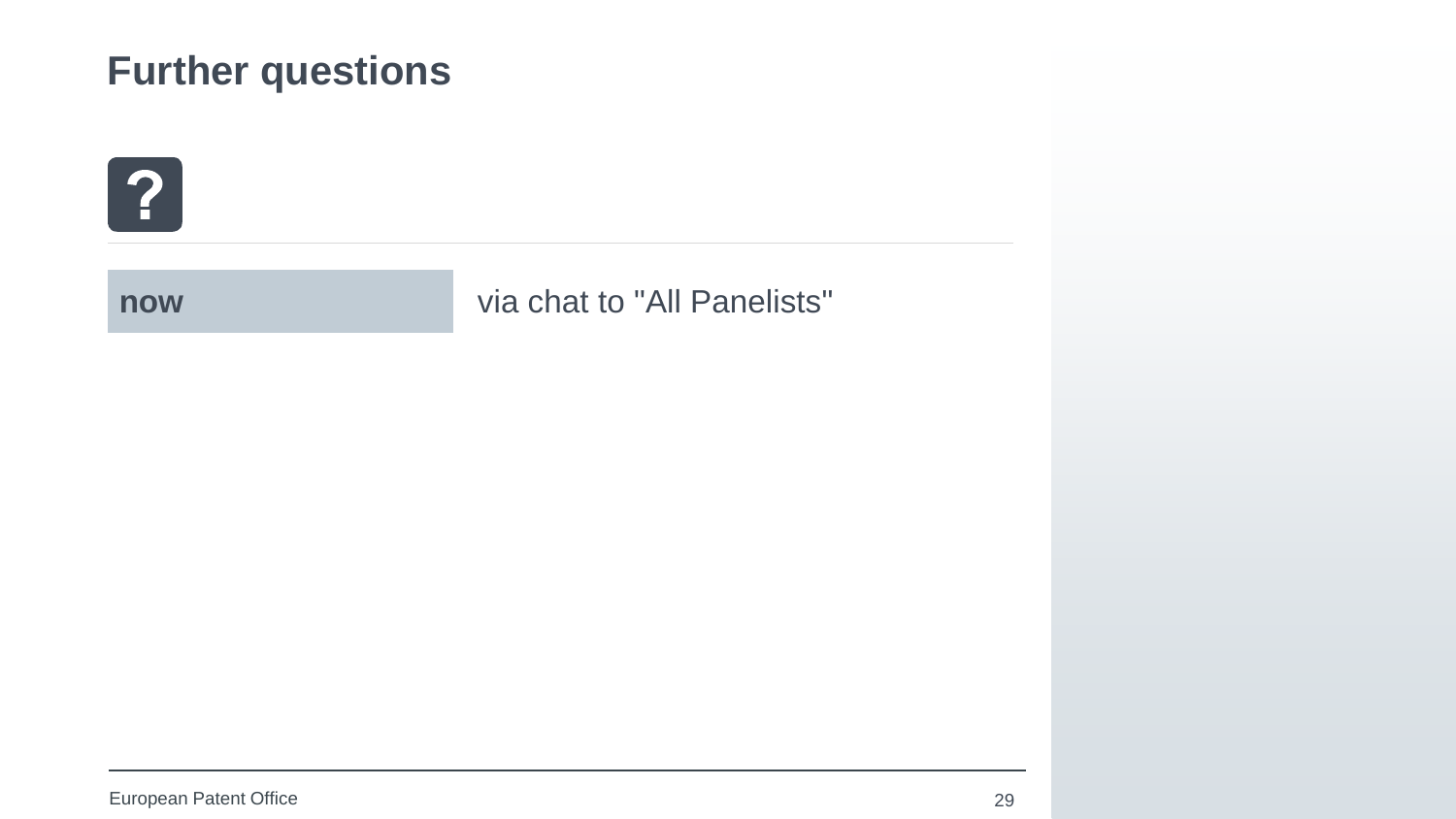# Further questions

| | |
|---|---|
| **now** | via chat to "All Panelists" |